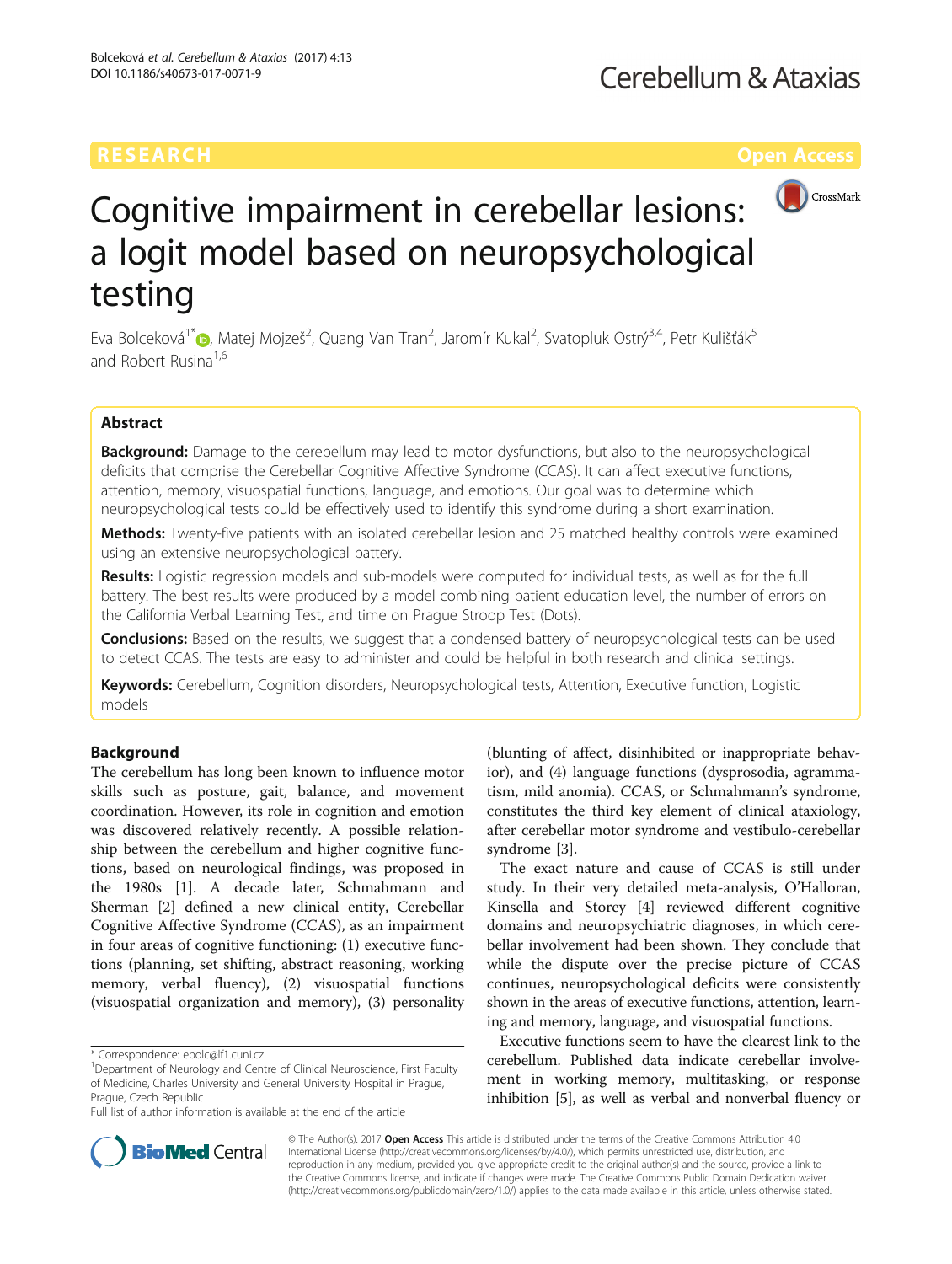RESEARCH Open Access

# Cognitive impairment in cerebellar lesions: a logit model based on neuropsychological testing

Eva Bolceková[1*], Matej Mojzeš[2], Quang Van Tran[2], Jaromír Kukal[2], Svatopluk Ostrý[3,4], Petr Kulišťák[5] and Robert Rusina[1,6]

## Abstract

**Background:** Damage to the cerebellum may lead to motor dysfunctions, but also to the neuropsychological deficits that comprise the Cerebellar Cognitive Affective Syndrome (CCAS). It can affect executive functions, attention, memory, visuospatial functions, language, and emotions. Our goal was to determine which neuropsychological tests could be effectively used to identify this syndrome during a short examination.

**Methods:** Twenty-five patients with an isolated cerebellar lesion and 25 matched healthy controls were examined using an extensive neuropsychological battery.

**Results:** Logistic regression models and sub-models were computed for individual tests, as well as for the full battery. The best results were produced by a model combining patient education level, the number of errors on the California Verbal Learning Test, and time on Prague Stroop Test (Dots).

**Conclusions:** Based on the results, we suggest that a condensed battery of neuropsychological tests can be used to detect CCAS. The tests are easy to administer and could be helpful in both research and clinical settings.

**Keywords:** Cerebellum, Cognition disorders, Neuropsychological tests, Attention, Executive function, Logistic models

## Background

The cerebellum has long been known to influence motor skills such as posture, gait, balance, and movement coordination. However, its role in cognition and emotion was discovered relatively recently. A possible relationship between the cerebellum and higher cognitive functions, based on neurological findings, was proposed in the 1980s [1]. A decade later, Schmahmann and Sherman [2] defined a new clinical entity, Cerebellar Cognitive Affective Syndrome (CCAS), as an impairment in four areas of cognitive functioning: (1) executive functions (planning, set shifting, abstract reasoning, working memory, verbal fluency), (2) visuospatial functions (visuospatial organization and memory), (3) personality (blunting of affect, disinhibited or inappropriate behavior), and (4) language functions (dysprosodia, agrammatism, mild anomia). CCAS, or Schmahmann's syndrome, constitutes the third key element of clinical ataxiology, after cerebellar motor syndrome and vestibulo-cerebellar syndrome [3].

The exact nature and cause of CCAS is still under study. In their very detailed meta-analysis, O'Halloran, Kinsella and Storey [4] reviewed different cognitive domains and neuropsychiatric diagnoses, in which cerebellar involvement had been shown. They conclude that while the dispute over the precise picture of CCAS continues, neuropsychological deficits were consistently shown in the areas of executive functions, attention, learning and memory, language, and visuospatial functions.

Executive functions seem to have the clearest link to the cerebellum. Published data indicate cerebellar involvement in working memory, multitasking, or response inhibition [5], as well as verbal and nonverbal fluency or

\* Correspondence: ebolc@lf1.cuni.cz
[1]Department of Neurology and Centre of Clinical Neuroscience, First Faculty of Medicine, Charles University and General University Hospital in Prague, Prague, Czech Republic
Full list of author information is available at the end of the article

© The Author(s). 2017 **Open Access** This article is distributed under the terms of the Creative Commons Attribution 4.0 International License (http://creativecommons.org/licenses/by/4.0/), which permits unrestricted use, distribution, and reproduction in any medium, provided you give appropriate credit to the original author(s) and the source, provide a link to the Creative Commons license, and indicate if changes were made. The Creative Commons Public Domain Dedication waiver (http://creativecommons.org/publicdomain/zero/1.0/) applies to the data made available in this article, unless otherwise stated.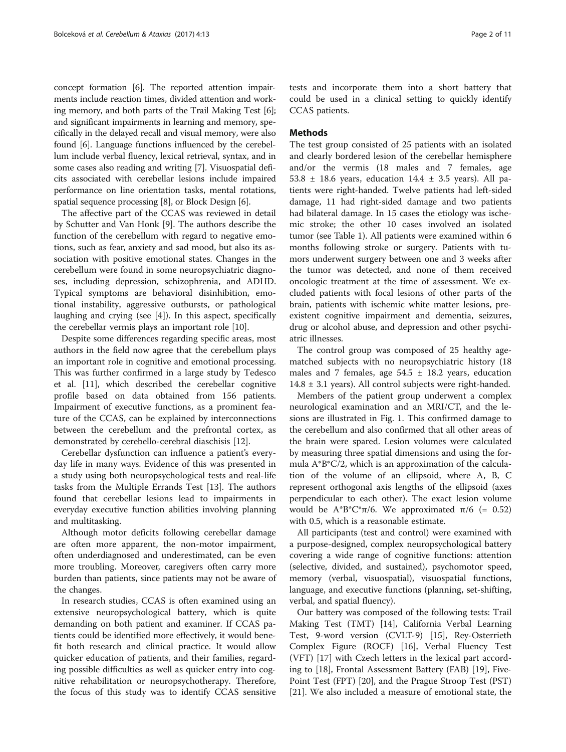concept formation [6]. The reported attention impairments include reaction times, divided attention and working memory, and both parts of the Trail Making Test [6]; and significant impairments in learning and memory, specifically in the delayed recall and visual memory, were also found [6]. Language functions influenced by the cerebellum include verbal fluency, lexical retrieval, syntax, and in some cases also reading and writing [7]. Visuospatial deficits associated with cerebellar lesions include impaired performance on line orientation tasks, mental rotations, spatial sequence processing [8], or Block Design [6].

The affective part of the CCAS was reviewed in detail by Schutter and Van Honk [9]. The authors describe the function of the cerebellum with regard to negative emotions, such as fear, anxiety and sad mood, but also its association with positive emotional states. Changes in the cerebellum were found in some neuropsychiatric diagnoses, including depression, schizophrenia, and ADHD. Typical symptoms are behavioral disinhibition, emotional instability, aggressive outbursts, or pathological laughing and crying (see [4]). In this aspect, specifically the cerebellar vermis plays an important role [10].

Despite some differences regarding specific areas, most authors in the field now agree that the cerebellum plays an important role in cognitive and emotional processing. This was further confirmed in a large study by Tedesco et al. [11], which described the cerebellar cognitive profile based on data obtained from 156 patients. Impairment of executive functions, as a prominent feature of the CCAS, can be explained by interconnections between the cerebellum and the prefrontal cortex, as demonstrated by cerebello-cerebral diaschisis [12].

Cerebellar dysfunction can influence a patient's everyday life in many ways. Evidence of this was presented in a study using both neuropsychological tests and real-life tasks from the Multiple Errands Test [13]. The authors found that cerebellar lesions lead to impairments in everyday executive function abilities involving planning and multitasking.

Although motor deficits following cerebellar damage are often more apparent, the non-motor impairment, often underdiagnosed and underestimated, can be even more troubling. Moreover, caregivers often carry more burden than patients, since patients may not be aware of the changes.

In research studies, CCAS is often examined using an extensive neuropsychological battery, which is quite demanding on both patient and examiner. If CCAS patients could be identified more effectively, it would benefit both research and clinical practice. It would allow quicker education of patients, and their families, regarding possible difficulties as well as quicker entry into cognitive rehabilitation or neuropsychotherapy. Therefore, the focus of this study was to identify CCAS sensitive tests and incorporate them into a short battery that could be used in a clinical setting to quickly identify CCAS patients.

## Methods

The test group consisted of 25 patients with an isolated and clearly bordered lesion of the cerebellar hemisphere and/or the vermis (18 males and 7 females, age 53.8 ± 18.6 years, education 14.4 ± 3.5 years). All patients were right-handed. Twelve patients had left-sided damage, 11 had right-sided damage and two patients had bilateral damage. In 15 cases the etiology was ischemic stroke; the other 10 cases involved an isolated tumor (see Table 1). All patients were examined within 6 months following stroke or surgery. Patients with tumors underwent surgery between one and 3 weeks after the tumor was detected, and none of them received oncologic treatment at the time of assessment. We excluded patients with focal lesions of other parts of the brain, patients with ischemic white matter lesions, preexistent cognitive impairment and dementia, seizures, drug or alcohol abuse, and depression and other psychiatric illnesses.

The control group was composed of 25 healthy age-matched subjects with no neuropsychiatric history (18 males and 7 females, age 54.5 ± 18.2 years, education 14.8 ± 3.1 years). All control subjects were right-handed.

Members of the patient group underwent a complex neurological examination and an MRI/CT, and the lesions are illustrated in Fig. 1. This confirmed damage to the cerebellum and also confirmed that all other areas of the brain were spared. Lesion volumes were calculated by measuring three spatial dimensions and using the formula $A*B*C/2$, which is an approximation of the calculation of the volume of an ellipsoid, where A, B, C represent orthogonal axis lengths of the ellipsoid (axes perpendicular to each other). The exact lesion volume would be $A*B*C*\pi/6$. We approximated $\pi/6$ (= 0.52) with 0.5, which is a reasonable estimate.

All participants (test and control) were examined with a purpose-designed, complex neuropsychological battery covering a wide range of cognitive functions: attention (selective, divided, and sustained), psychomotor speed, memory (verbal, visuospatial), visuospatial functions, language, and executive functions (planning, set-shifting, verbal, and spatial fluency).

Our battery was composed of the following tests: Trail Making Test (TMT) [14], California Verbal Learning Test, 9-word version (CVLT-9) [15], Rey-Osterrieth Complex Figure (ROCF) [16], Verbal Fluency Test (VFT) [17] with Czech letters in the lexical part according to [18], Frontal Assessment Battery (FAB) [19], Five-Point Test (FPT) [20], and the Prague Stroop Test (PST) [21]. We also included a measure of emotional state, the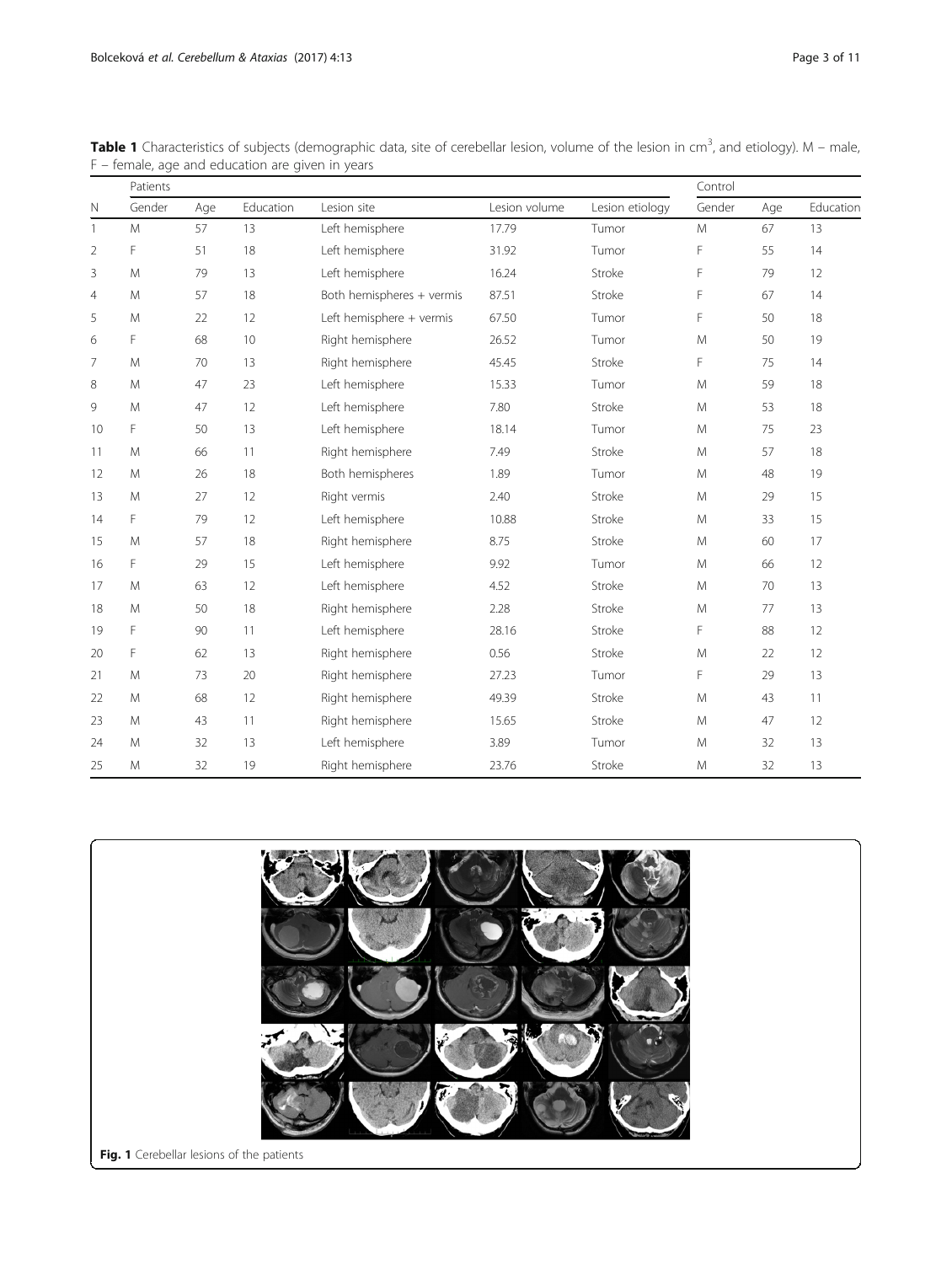**Table 1** Characteristics of subjects (demographic data, site of cerebellar lesion, volume of the lesion in $cm^3$, and etiology). M – male, F – female, age and education are given in years

| | Patients | | | | | | Control | | |
|---|---|---|---|---|---|---|---|---|---|
| N | Gender | Age | Education | Lesion site | Lesion volume | Lesion etiology | Gender | Age | Education |
| 1 | M | 57 | 13 | Left hemisphere | 17.79 | Tumor | M | 67 | 13 |
| 2 | F | 51 | 18 | Left hemisphere | 31.92 | Tumor | F | 55 | 14 |
| 3 | M | 79 | 13 | Left hemisphere | 16.24 | Stroke | F | 79 | 12 |
| 4 | M | 57 | 18 | Both hemispheres + vermis | 87.51 | Stroke | F | 67 | 14 |
| 5 | M | 22 | 12 | Left hemisphere + vermis | 67.50 | Tumor | F | 50 | 18 |
| 6 | F | 68 | 10 | Right hemisphere | 26.52 | Tumor | M | 50 | 19 |
| 7 | M | 70 | 13 | Right hemisphere | 45.45 | Stroke | F | 75 | 14 |
| 8 | M | 47 | 23 | Left hemisphere | 15.33 | Tumor | M | 59 | 18 |
| 9 | M | 47 | 12 | Left hemisphere | 7.80 | Stroke | M | 53 | 18 |
| 10 | F | 50 | 13 | Left hemisphere | 18.14 | Tumor | M | 75 | 23 |
| 11 | M | 66 | 11 | Right hemisphere | 7.49 | Stroke | M | 57 | 18 |
| 12 | M | 26 | 18 | Both hemispheres | 1.89 | Tumor | M | 48 | 19 |
| 13 | M | 27 | 12 | Right vermis | 2.40 | Stroke | M | 29 | 15 |
| 14 | F | 79 | 12 | Left hemisphere | 10.88 | Stroke | M | 33 | 15 |
| 15 | M | 57 | 18 | Right hemisphere | 8.75 | Stroke | M | 60 | 17 |
| 16 | F | 29 | 15 | Left hemisphere | 9.92 | Tumor | M | 66 | 12 |
| 17 | M | 63 | 12 | Left hemisphere | 4.52 | Stroke | M | 70 | 13 |
| 18 | M | 50 | 18 | Right hemisphere | 2.28 | Stroke | M | 77 | 13 |
| 19 | F | 90 | 11 | Left hemisphere | 28.16 | Stroke | F | 88 | 12 |
| 20 | F | 62 | 13 | Right hemisphere | 0.56 | Stroke | M | 22 | 12 |
| 21 | M | 73 | 20 | Right hemisphere | 27.23 | Tumor | F | 29 | 13 |
| 22 | M | 68 | 12 | Right hemisphere | 49.39 | Stroke | M | 43 | 11 |
| 23 | M | 43 | 11 | Right hemisphere | 15.65 | Stroke | M | 47 | 12 |
| 24 | M | 32 | 13 | Left hemisphere | 3.89 | Tumor | M | 32 | 13 |
| 25 | M | 32 | 19 | Right hemisphere | 23.76 | Stroke | M | 32 | 13 |

**Fig. 1** Cerebellar lesions of the patients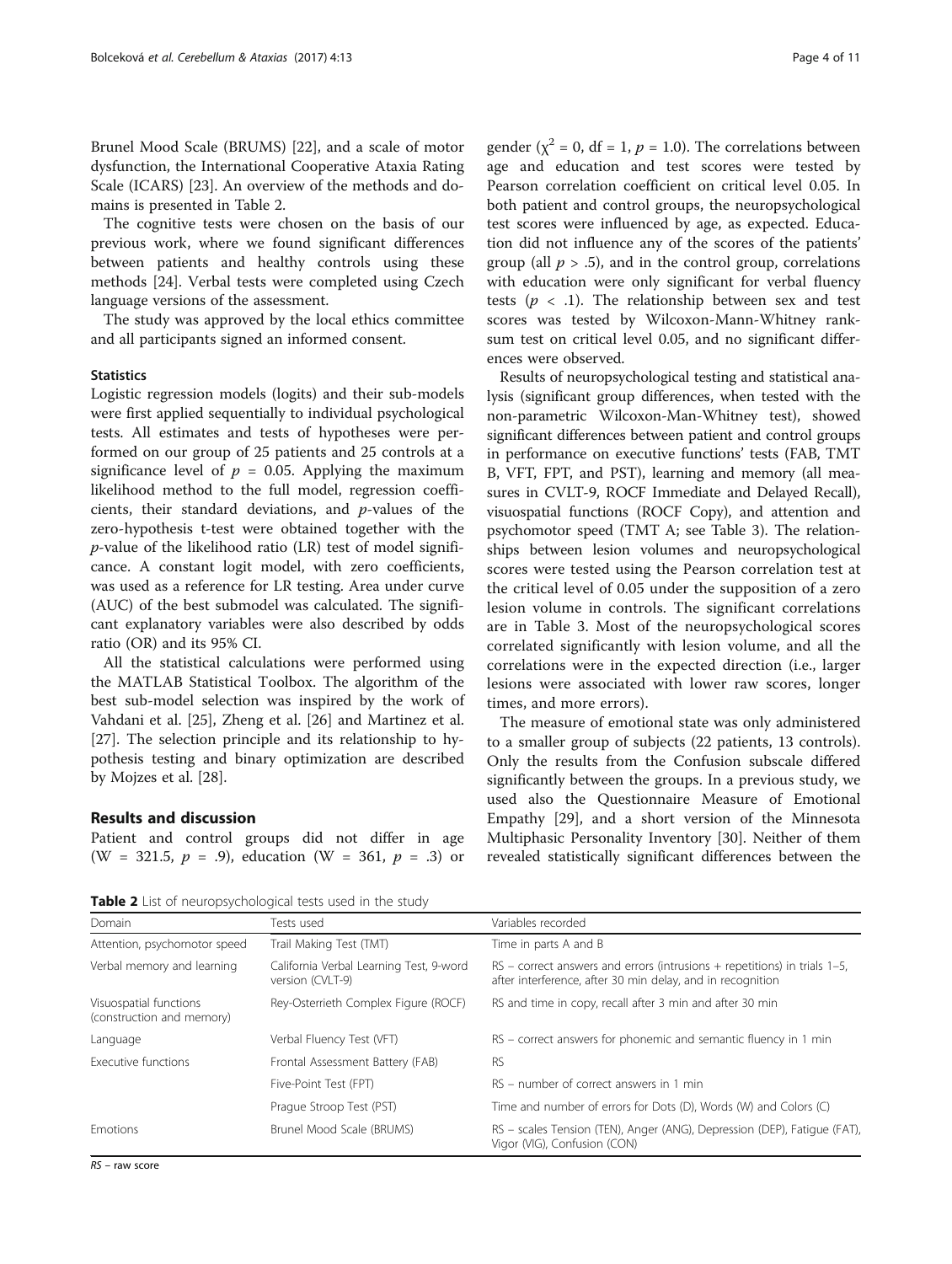Brunel Mood Scale (BRUMS) [22], and a scale of motor dysfunction, the International Cooperative Ataxia Rating Scale (ICARS) [23]. An overview of the methods and domains is presented in Table 2.

The cognitive tests were chosen on the basis of our previous work, where we found significant differences between patients and healthy controls using these methods [24]. Verbal tests were completed using Czech language versions of the assessment.

The study was approved by the local ethics committee and all participants signed an informed consent.

### Statistics

Logistic regression models (logits) and their sub-models were first applied sequentially to individual psychological tests. All estimates and tests of hypotheses were performed on our group of 25 patients and 25 controls at a significance level of $p = 0.05$. Applying the maximum likelihood method to the full model, regression coefficients, their standard deviations, and $p$-values of the zero-hypothesis t-test were obtained together with the $p$-value of the likelihood ratio (LR) test of model significance. A constant logit model, with zero coefficients, was used as a reference for LR testing. Area under curve (AUC) of the best submodel was calculated. The significant explanatory variables were also described by odds ratio (OR) and its 95% CI.

All the statistical calculations were performed using the MATLAB Statistical Toolbox. The algorithm of the best sub-model selection was inspired by the work of Vahdani et al. [25], Zheng et al. [26] and Martinez et al. [27]. The selection principle and its relationship to hypothesis testing and binary optimization are described by Mojzes et al. [28].

## Results and discussion

Patient and control groups did not differ in age ($W = 321.5$, $p = .9$), education ($W = 361$, $p = .3$) or gender ($\chi^2 = 0$, $df = 1$, $p = 1.0$). The correlations between age and education and test scores were tested by Pearson correlation coefficient on critical level 0.05. In both patient and control groups, the neuropsychological test scores were influenced by age, as expected. Education did not influence any of the scores of the patients' group (all $p > .5$), and in the control group, correlations with education were only significant for verbal fluency tests ($p < .1$). The relationship between sex and test scores was tested by Wilcoxon-Mann-Whitney rank-sum test on critical level 0.05, and no significant differences were observed.

Results of neuropsychological testing and statistical analysis (significant group differences, when tested with the non-parametric Wilcoxon-Man-Whitney test), showed significant differences between patient and control groups in performance on executive functions' tests (FAB, TMT B, VFT, FPT, and PST), learning and memory (all measures in CVLT-9, ROCF Immediate and Delayed Recall), visuospatial functions (ROCF Copy), and attention and psychomotor speed (TMT A; see Table 3). The relationships between lesion volumes and neuropsychological scores were tested using the Pearson correlation test at the critical level of 0.05 under the supposition of a zero lesion volume in controls. The significant correlations are in Table 3. Most of the neuropsychological scores correlated significantly with lesion volume, and all the correlations were in the expected direction (i.e., larger lesions were associated with lower raw scores, longer times, and more errors).

The measure of emotional state was only administered to a smaller group of subjects (22 patients, 13 controls). Only the results from the Confusion subscale differed significantly between the groups. In a previous study, we used also the Questionnaire Measure of Emotional Empathy [29], and a short version of the Minnesota Multiphasic Personality Inventory [30]. Neither of them revealed statistically significant differences between the

**Table 2** List of neuropsychological tests used in the study

| Domain | Tests used | Variables recorded |
|---|---|---|
| Attention, psychomotor speed | Trail Making Test (TMT) | Time in parts A and B |
| Verbal memory and learning | California Verbal Learning Test, 9-word version (CVLT-9) | RS – correct answers and errors (intrusions + repetitions) in trials 1–5, after interference, after 30 min delay, and in recognition |
| Visuospatial functions (construction and memory) | Rey-Osterrieth Complex Figure (ROCF) | RS and time in copy, recall after 3 min and after 30 min |
| Language | Verbal Fluency Test (VFT) | RS – correct answers for phonemic and semantic fluency in 1 min |
| Executive functions | Frontal Assessment Battery (FAB) | RS |
| | Five-Point Test (FPT) | RS – number of correct answers in 1 min |
| | Prague Stroop Test (PST) | Time and number of errors for Dots (D), Words (W) and Colors (C) |
| Emotions | Brunel Mood Scale (BRUMS) | RS – scales Tension (TEN), Anger (ANG), Depression (DEP), Fatigue (FAT), Vigor (VIG), Confusion (CON) |

*RS* – raw score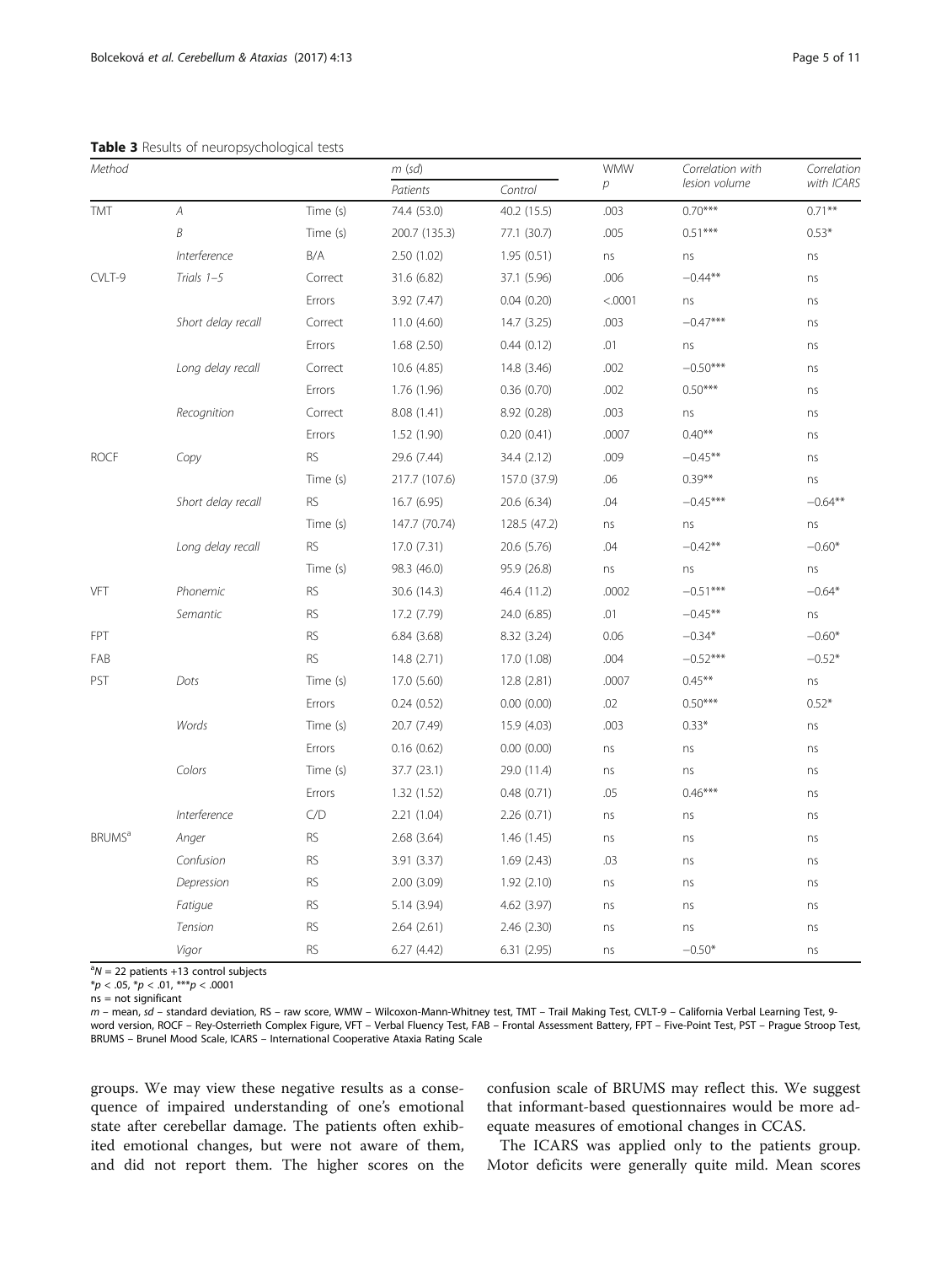**Table 3** Results of neuropsychological tests

| Method | | | m (sd) | | WMW | Correlation with lesion volume | Correlation with ICARS |
|---|---|---|---|---|---|---|---|
| | | | Patients | Control | p | | |
| TMT | A | Time (s) | 74.4 (53.0) | 40.2 (15.5) | .003 | 0.70*** | 0.71** |
| | B | Time (s) | 200.7 (135.3) | 77.1 (30.7) | .005 | 0.51*** | 0.53* |
| | Interference | B/A | 2.50 (1.02) | 1.95 (0.51) | ns | ns | ns |
| CVLT-9 | Trials 1–5 | Correct | 31.6 (6.82) | 37.1 (5.96) | .006 | −0.44** | ns |
| | | Errors | 3.92 (7.47) | 0.04 (0.20) | <.0001 | ns | ns |
| | Short delay recall | Correct | 11.0 (4.60) | 14.7 (3.25) | .003 | −0.47*** | ns |
| | | Errors | 1.68 (2.50) | 0.44 (0.12) | .01 | ns | ns |
| | Long delay recall | Correct | 10.6 (4.85) | 14.8 (3.46) | .002 | −0.50*** | ns |
| | | Errors | 1.76 (1.96) | 0.36 (0.70) | .002 | 0.50*** | ns |
| | Recognition | Correct | 8.08 (1.41) | 8.92 (0.28) | .003 | ns | ns |
| | | Errors | 1.52 (1.90) | 0.20 (0.41) | .0007 | 0.40** | ns |
| ROCF | Copy | RS | 29.6 (7.44) | 34.4 (2.12) | .009 | −0.45** | ns |
| | | Time (s) | 217.7 (107.6) | 157.0 (37.9) | .06 | 0.39** | ns |
| | Short delay recall | RS | 16.7 (6.95) | 20.6 (6.34) | .04 | −0.45*** | −0.64** |
| | | Time (s) | 147.7 (70.74) | 128.5 (47.2) | ns | ns | ns |
| | Long delay recall | RS | 17.0 (7.31) | 20.6 (5.76) | .04 | −0.42** | −0.60* |
| | | Time (s) | 98.3 (46.0) | 95.9 (26.8) | ns | ns | ns |
| VFT | Phonemic | RS | 30.6 (14.3) | 46.4 (11.2) | .0002 | −0.51*** | −0.64* |
| | Semantic | RS | 17.2 (7.79) | 24.0 (6.85) | .01 | −0.45** | ns |
| FPT | | RS | 6.84 (3.68) | 8.32 (3.24) | 0.06 | −0.34* | −0.60* |
| FAB | | RS | 14.8 (2.71) | 17.0 (1.08) | .004 | −0.52*** | −0.52* |
| PST | Dots | Time (s) | 17.0 (5.60) | 12.8 (2.81) | .0007 | 0.45** | ns |
| | | Errors | 0.24 (0.52) | 0.00 (0.00) | .02 | 0.50*** | 0.52* |
| | Words | Time (s) | 20.7 (7.49) | 15.9 (4.03) | .003 | 0.33* | ns |
| | | Errors | 0.16 (0.62) | 0.00 (0.00) | ns | ns | ns |
| | Colors | Time (s) | 37.7 (23.1) | 29.0 (11.4) | ns | ns | ns |
| | | Errors | 1.32 (1.52) | 0.48 (0.71) | .05 | 0.46*** | ns |
| | Interference | C/D | 2.21 (1.04) | 2.26 (0.71) | ns | ns | ns |
| BRUMS[a] | Anger | RS | 2.68 (3.64) | 1.46 (1.45) | ns | ns | ns |
| | Confusion | RS | 3.91 (3.37) | 1.69 (2.43) | .03 | ns | ns |
| | Depression | RS | 2.00 (3.09) | 1.92 (2.10) | ns | ns | ns |
| | Fatigue | RS | 5.14 (3.94) | 4.62 (3.97) | ns | ns | ns |
| | Tension | RS | 2.64 (2.61) | 2.46 (2.30) | ns | ns | ns |
| | Vigor | RS | 6.27 (4.42) | 6.31 (2.95) | ns | −0.50* | ns |

[a]N = 22 patients +13 control subjects

*p < .05, *p < .01, ***p < .0001

ns = not significant

m – mean, sd – standard deviation, RS – raw score, WMW – Wilcoxon-Mann-Whitney test, TMT – Trail Making Test, CVLT-9 – California Verbal Learning Test, 9-word version, ROCF – Rey-Osterrieth Complex Figure, VFT – Verbal Fluency Test, FAB – Frontal Assessment Battery, FPT – Five-Point Test, PST – Prague Stroop Test, BRUMS – Brunel Mood Scale, ICARS – International Cooperative Ataxia Rating Scale

groups. We may view these negative results as a consequence of impaired understanding of one's emotional state after cerebellar damage. The patients often exhibited emotional changes, but were not aware of them, and did not report them. The higher scores on the confusion scale of BRUMS may reflect this. We suggest that informant-based questionnaires would be more adequate measures of emotional changes in CCAS.

The ICARS was applied only to the patients group. Motor deficits were generally quite mild. Mean scores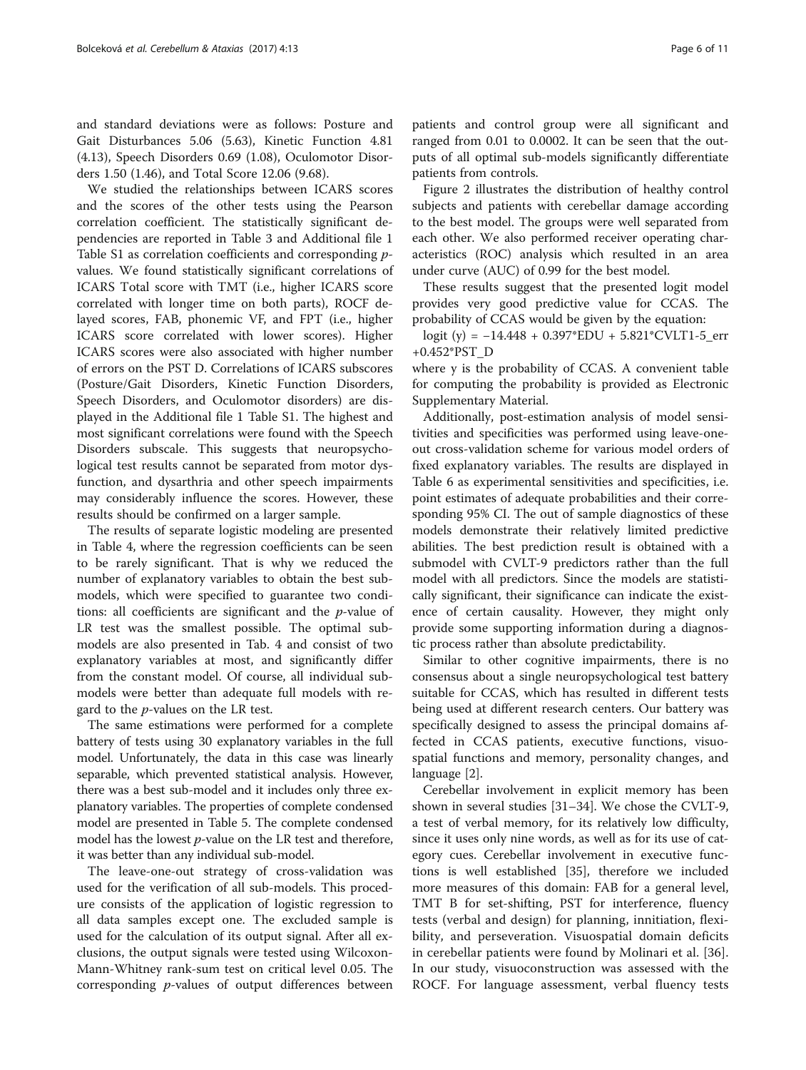and standard deviations were as follows: Posture and Gait Disturbances 5.06 (5.63), Kinetic Function 4.81 (4.13), Speech Disorders 0.69 (1.08), Oculomotor Disorders 1.50 (1.46), and Total Score 12.06 (9.68).

We studied the relationships between ICARS scores and the scores of the other tests using the Pearson correlation coefficient. The statistically significant dependencies are reported in Table 3 and Additional file 1 Table S1 as correlation coefficients and corresponding *p*-values. We found statistically significant correlations of ICARS Total score with TMT (i.e., higher ICARS score correlated with longer time on both parts), ROCF delayed scores, FAB, phonemic VF, and FPT (i.e., higher ICARS score correlated with lower scores). Higher ICARS scores were also associated with higher number of errors on the PST D. Correlations of ICARS subscores (Posture/Gait Disorders, Kinetic Function Disorders, Speech Disorders, and Oculomotor disorders) are displayed in the Additional file 1 Table S1. The highest and most significant correlations were found with the Speech Disorders subscale. This suggests that neuropsychological test results cannot be separated from motor dysfunction, and dysarthria and other speech impairments may considerably influence the scores. However, these results should be confirmed on a larger sample.

The results of separate logistic modeling are presented in Table 4, where the regression coefficients can be seen to be rarely significant. That is why we reduced the number of explanatory variables to obtain the best sub-models, which were specified to guarantee two conditions: all coefficients are significant and the *p*-value of LR test was the smallest possible. The optimal sub-models are also presented in Tab. 4 and consist of two explanatory variables at most, and significantly differ from the constant model. Of course, all individual sub-models were better than adequate full models with regard to the *p*-values on the LR test.

The same estimations were performed for a complete battery of tests using 30 explanatory variables in the full model. Unfortunately, the data in this case was linearly separable, which prevented statistical analysis. However, there was a best sub-model and it includes only three explanatory variables. The properties of complete condensed model are presented in Table 5. The complete condensed model has the lowest *p*-value on the LR test and therefore, it was better than any individual sub-model.

The leave-one-out strategy of cross-validation was used for the verification of all sub-models. This procedure consists of the application of logistic regression to all data samples except one. The excluded sample is used for the calculation of its output signal. After all exclusions, the output signals were tested using Wilcoxon-Mann-Whitney rank-sum test on critical level 0.05. The corresponding *p*-values of output differences between patients and control group were all significant and ranged from 0.01 to 0.0002. It can be seen that the outputs of all optimal sub-models significantly differentiate patients from controls.

Figure 2 illustrates the distribution of healthy control subjects and patients with cerebellar damage according to the best model. The groups were well separated from each other. We also performed receiver operating characteristics (ROC) analysis which resulted in an area under curve (AUC) of 0.99 for the best model.

These results suggest that the presented logit model provides very good predictive value for CCAS. The probability of CCAS would be given by the equation:

$$\text{logit}(y) = -14.448 + 0.397{*}EDU + 5.821{*}CVLT1\text{-}5\_err + 0.452{*}PST\_D$$

where y is the probability of CCAS. A convenient table for computing the probability is provided as Electronic Supplementary Material.

Additionally, post-estimation analysis of model sensitivities and specificities was performed using leave-one-out cross-validation scheme for various model orders of fixed explanatory variables. The results are displayed in Table 6 as experimental sensitivities and specificities, i.e. point estimates of adequate probabilities and their corresponding 95% CI. The out of sample diagnostics of these models demonstrate their relatively limited predictive abilities. The best prediction result is obtained with a submodel with CVLT-9 predictors rather than the full model with all predictors. Since the models are statistically significant, their significance can indicate the existence of certain causality. However, they might only provide some supporting information during a diagnostic process rather than absolute predictability.

Similar to other cognitive impairments, there is no consensus about a single neuropsychological test battery suitable for CCAS, which has resulted in different tests being used at different research centers. Our battery was specifically designed to assess the principal domains affected in CCAS patients, executive functions, visuospatial functions and memory, personality changes, and language [2].

Cerebellar involvement in explicit memory has been shown in several studies [31–34]. We chose the CVLT-9, a test of verbal memory, for its relatively low difficulty, since it uses only nine words, as well as for its use of category cues. Cerebellar involvement in executive functions is well established [35], therefore we included more measures of this domain: FAB for a general level, TMT B for set-shifting, PST for interference, fluency tests (verbal and design) for planning, innitiation, flexibility, and perseveration. Visuospatial domain deficits in cerebellar patients were found by Molinari et al. [36]. In our study, visuoconstruction was assessed with the ROCF. For language assessment, verbal fluency tests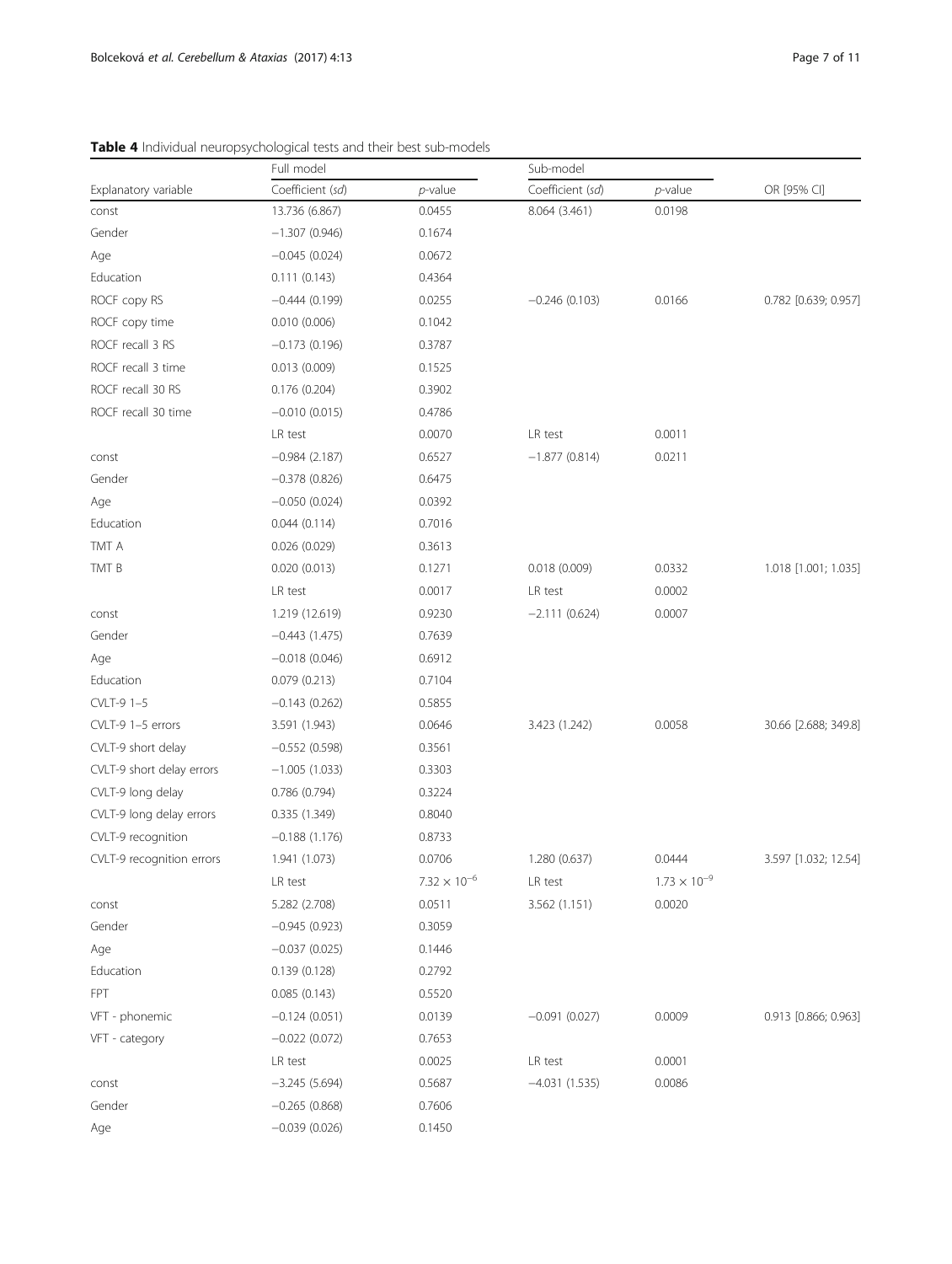**Table 4** Individual neuropsychological tests and their best sub-models

| Explanatory variable | Full model | | Sub-model | | |
|---|---|---|---|---|---|
| | Coefficient (*sd*) | *p*-value | Coefficient (*sd*) | *p*-value | OR [95% CI] |
| const | 13.736 (6.867) | 0.0455 | 8.064 (3.461) | 0.0198 | |
| Gender | −1.307 (0.946) | 0.1674 | | | |
| Age | −0.045 (0.024) | 0.0672 | | | |
| Education | 0.111 (0.143) | 0.4364 | | | |
| ROCF copy RS | −0.444 (0.199) | 0.0255 | −0.246 (0.103) | 0.0166 | 0.782 [0.639; 0.957] |
| ROCF copy time | 0.010 (0.006) | 0.1042 | | | |
| ROCF recall 3 RS | −0.173 (0.196) | 0.3787 | | | |
| ROCF recall 3 time | 0.013 (0.009) | 0.1525 | | | |
| ROCF recall 30 RS | 0.176 (0.204) | 0.3902 | | | |
| ROCF recall 30 time | −0.010 (0.015) | 0.4786 | | | |
| | LR test | 0.0070 | LR test | 0.0011 | |
| const | −0.984 (2.187) | 0.6527 | −1.877 (0.814) | 0.0211 | |
| Gender | −0.378 (0.826) | 0.6475 | | | |
| Age | −0.050 (0.024) | 0.0392 | | | |
| Education | 0.044 (0.114) | 0.7016 | | | |
| TMT A | 0.026 (0.029) | 0.3613 | | | |
| TMT B | 0.020 (0.013) | 0.1271 | 0.018 (0.009) | 0.0332 | 1.018 [1.001; 1.035] |
| | LR test | 0.0017 | LR test | 0.0002 | |
| const | 1.219 (12.619) | 0.9230 | −2.111 (0.624) | 0.0007 | |
| Gender | −0.443 (1.475) | 0.7639 | | | |
| Age | −0.018 (0.046) | 0.6912 | | | |
| Education | 0.079 (0.213) | 0.7104 | | | |
| CVLT-9 1–5 | −0.143 (0.262) | 0.5855 | | | |
| CVLT-9 1–5 errors | 3.591 (1.943) | 0.0646 | 3.423 (1.242) | 0.0058 | 30.66 [2.688; 349.8] |
| CVLT-9 short delay | −0.552 (0.598) | 0.3561 | | | |
| CVLT-9 short delay errors | −1.005 (1.033) | 0.3303 | | | |
| CVLT-9 long delay | 0.786 (0.794) | 0.3224 | | | |
| CVLT-9 long delay errors | 0.335 (1.349) | 0.8040 | | | |
| CVLT-9 recognition | −0.188 (1.176) | 0.8733 | | | |
| CVLT-9 recognition errors | 1.941 (1.073) | 0.0706 | 1.280 (0.637) | 0.0444 | 3.597 [1.032; 12.54] |
| | LR test | $7.32 \times 10^{-6}$ | LR test | $1.73 \times 10^{-9}$ | |
| const | 5.282 (2.708) | 0.0511 | 3.562 (1.151) | 0.0020 | |
| Gender | −0.945 (0.923) | 0.3059 | | | |
| Age | −0.037 (0.025) | 0.1446 | | | |
| Education | 0.139 (0.128) | 0.2792 | | | |
| FPT | 0.085 (0.143) | 0.5520 | | | |
| VFT - phonemic | −0.124 (0.051) | 0.0139 | −0.091 (0.027) | 0.0009 | 0.913 [0.866; 0.963] |
| VFT - category | −0.022 (0.072) | 0.7653 | | | |
| | LR test | 0.0025 | LR test | 0.0001 | |
| const | −3.245 (5.694) | 0.5687 | −4.031 (1.535) | 0.0086 | |
| Gender | −0.265 (0.868) | 0.7606 | | | |
| Age | −0.039 (0.026) | 0.1450 | | | |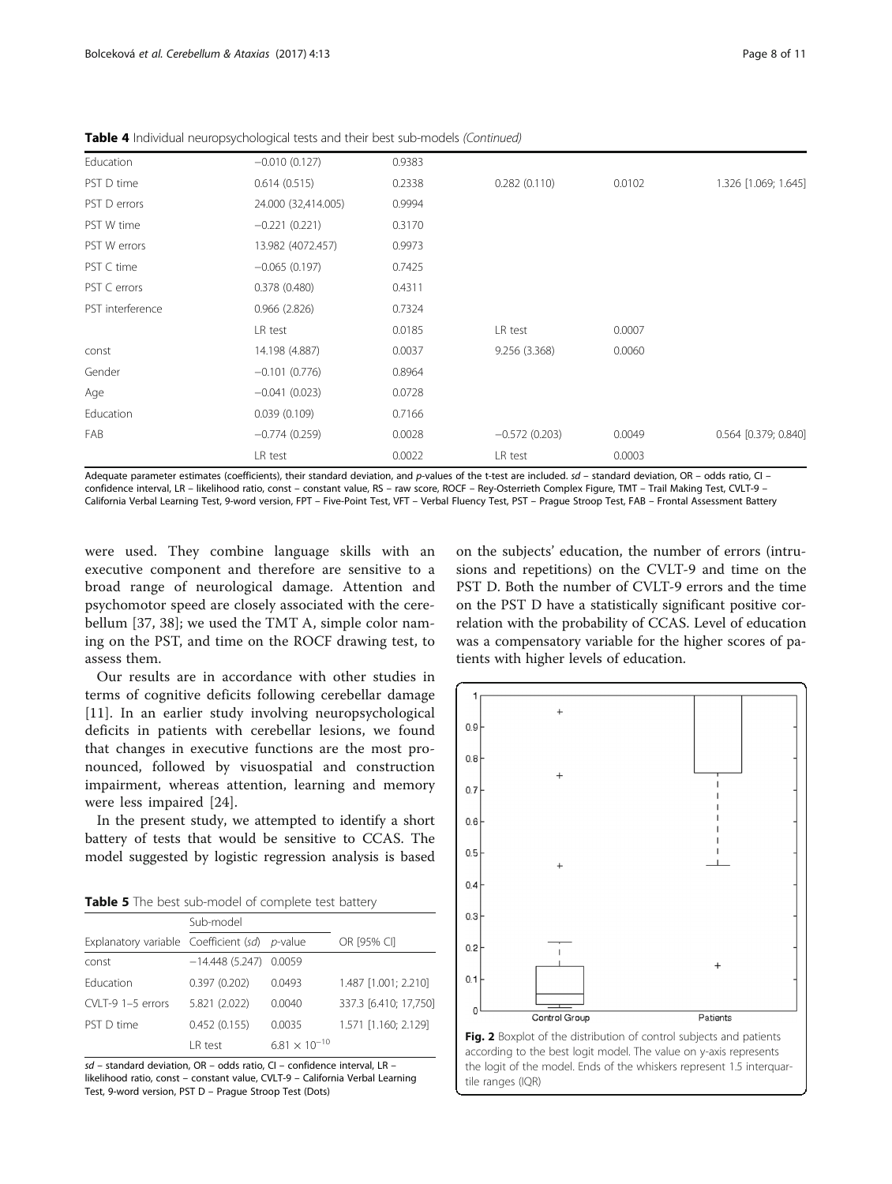**Table 4** Individual neuropsychological tests and their best sub-models *(Continued)*

| | | | | | |
|---|---|---|---|---|---|
| Education | −0.010 (0.127) | 0.9383 | | | |
| PST D time | 0.614 (0.515) | 0.2338 | 0.282 (0.110) | 0.0102 | 1.326 [1.069; 1.645] |
| PST D errors | 24.000 (32,414.005) | 0.9994 | | | |
| PST W time | −0.221 (0.221) | 0.3170 | | | |
| PST W errors | 13.982 (4072.457) | 0.9973 | | | |
| PST C time | −0.065 (0.197) | 0.7425 | | | |
| PST C errors | 0.378 (0.480) | 0.4311 | | | |
| PST interference | 0.966 (2.826) | 0.7324 | | | |
| | LR test | 0.0185 | LR test | 0.0007 | |
| const | 14.198 (4.887) | 0.0037 | 9.256 (3.368) | 0.0060 | |
| Gender | −0.101 (0.776) | 0.8964 | | | |
| Age | −0.041 (0.023) | 0.0728 | | | |
| Education | 0.039 (0.109) | 0.7166 | | | |
| FAB | −0.774 (0.259) | 0.0028 | −0.572 (0.203) | 0.0049 | 0.564 [0.379; 0.840] |
| | LR test | 0.0022 | LR test | 0.0003 | |

Adequate parameter estimates (coefficients), their standard deviation, and *p*-values of the t-test are included. *sd* – standard deviation, OR – odds ratio, CI – confidence interval, LR – likelihood ratio, const – constant value, RS – raw score, ROCF – Rey-Osterrieth Complex Figure, TMT – Trail Making Test, CVLT-9 – California Verbal Learning Test, 9-word version, FPT – Five-Point Test, VFT – Verbal Fluency Test, PST – Prague Stroop Test, FAB – Frontal Assessment Battery

were used. They combine language skills with an executive component and therefore are sensitive to a broad range of neurological damage. Attention and psychomotor speed are closely associated with the cerebellum [37, 38]; we used the TMT A, simple color naming on the PST, and time on the ROCF drawing test, to assess them.

Our results are in accordance with other studies in terms of cognitive deficits following cerebellar damage [11]. In an earlier study involving neuropsychological deficits in patients with cerebellar lesions, we found that changes in executive functions are the most pronounced, followed by visuospatial and construction impairment, whereas attention, learning and memory were less impaired [24].

In the present study, we attempted to identify a short battery of tests that would be sensitive to CCAS. The model suggested by logistic regression analysis is based on the subjects' education, the number of errors (intrusions and repetitions) on the CVLT-9 and time on the PST D. Both the number of CVLT-9 errors and the time on the PST D have a statistically significant positive correlation with the probability of CCAS. Level of education was a compensatory variable for the higher scores of patients with higher levels of education.

**Table 5** The best sub-model of complete test battery

| | Sub-model | | |
|---|---|---|---|
| Explanatory variable | Coefficient (*sd*) | *p*-value | OR [95% CI] |
| const | −14.448 (5.247) | 0.0059 | |
| Education | 0.397 (0.202) | 0.0493 | 1.487 [1.001; 2.210] |
| CVLT-9 1–5 errors | 5.821 (2.022) | 0.0040 | 337.3 [6.410; 17,750] |
| PST D time | 0.452 (0.155) | 0.0035 | 1.571 [1.160; 2.129] |
| | LR test | $6.81 \times 10^{-10}$ | |

*sd* – standard deviation, OR – odds ratio, CI – confidence interval, LR – likelihood ratio, const – constant value, CVLT-9 – California Verbal Learning Test, 9-word version, PST D – Prague Stroop Test (Dots)

**Fig. 2** Boxplot of the distribution of control subjects and patients according to the best logit model. The value on y-axis represents the logit of the model. Ends of the whiskers represent 1.5 interquartile ranges (IQR)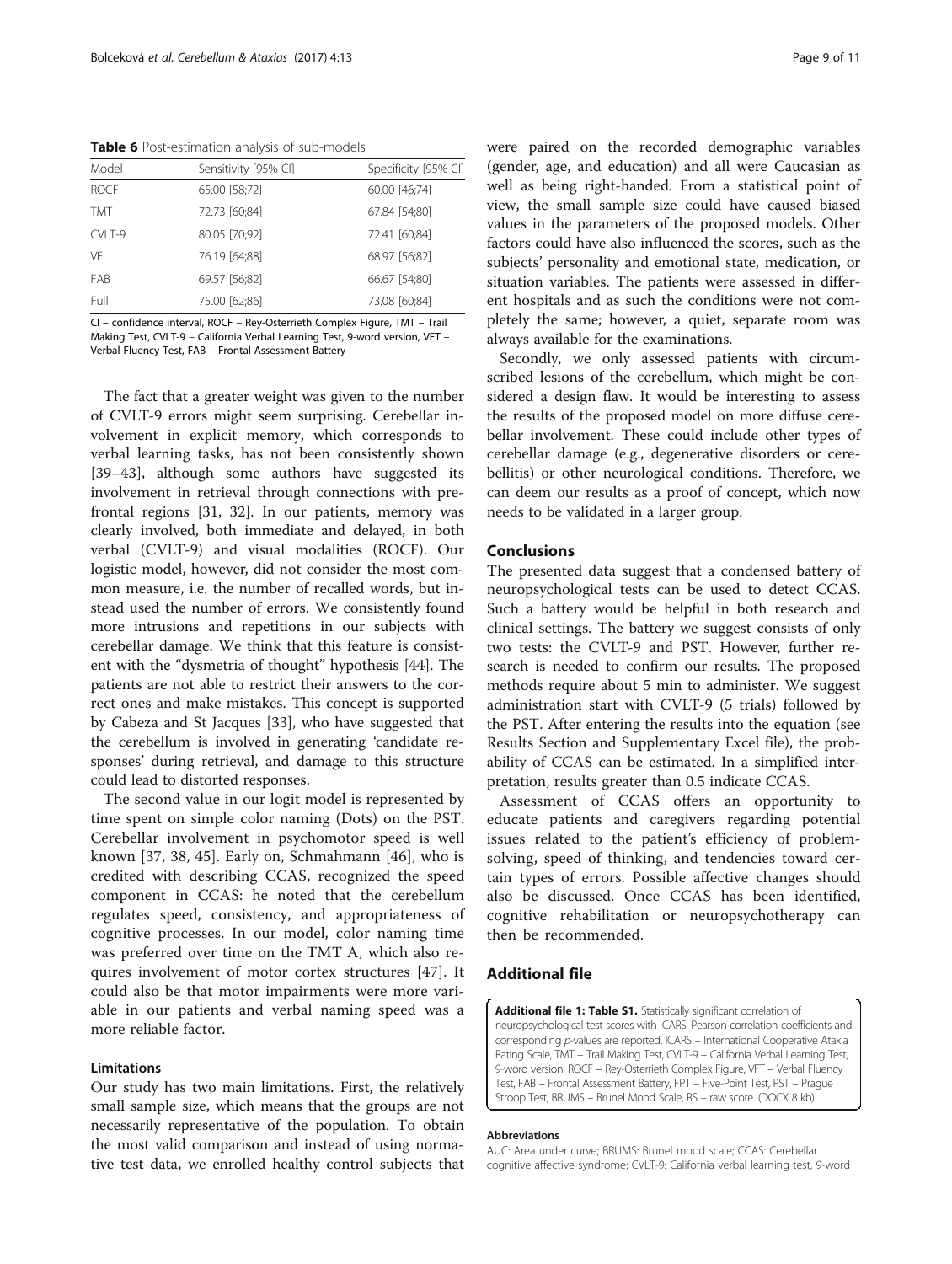**Table 6** Post-estimation analysis of sub-models

| Model | Sensitivity [95% CI] | Specificity [95% CI] |
|---|---|---|
| ROCF | 65.00 [58;72] | 60.00 [46;74] |
| TMT | 72.73 [60;84] | 67.84 [54;80] |
| CVLT-9 | 80.05 [70;92] | 72.41 [60;84] |
| VF | 76.19 [64;88] | 68.97 [56;82] |
| FAB | 69.57 [56;82] | 66.67 [54;80] |
| Full | 75.00 [62;86] | 73.08 [60;84] |

CI – confidence interval, ROCF – Rey-Osterrieth Complex Figure, TMT – Trail Making Test, CVLT-9 – California Verbal Learning Test, 9-word version, VFT – Verbal Fluency Test, FAB – Frontal Assessment Battery

The fact that a greater weight was given to the number of CVLT-9 errors might seem surprising. Cerebellar involvement in explicit memory, which corresponds to verbal learning tasks, has not been consistently shown [39–43], although some authors have suggested its involvement in retrieval through connections with prefrontal regions [31, 32]. In our patients, memory was clearly involved, both immediate and delayed, in both verbal (CVLT-9) and visual modalities (ROCF). Our logistic model, however, did not consider the most common measure, i.e. the number of recalled words, but instead used the number of errors. We consistently found more intrusions and repetitions in our subjects with cerebellar damage. We think that this feature is consistent with the "dysmetria of thought" hypothesis [44]. The patients are not able to restrict their answers to the correct ones and make mistakes. This concept is supported by Cabeza and St Jacques [33], who have suggested that the cerebellum is involved in generating 'candidate responses' during retrieval, and damage to this structure could lead to distorted responses.

The second value in our logit model is represented by time spent on simple color naming (Dots) on the PST. Cerebellar involvement in psychomotor speed is well known [37, 38, 45]. Early on, Schmahmann [46], who is credited with describing CCAS, recognized the speed component in CCAS: he noted that the cerebellum regulates speed, consistency, and appropriateness of cognitive processes. In our model, color naming time was preferred over time on the TMT A, which also requires involvement of motor cortex structures [47]. It could also be that motor impairments were more variable in our patients and verbal naming speed was a more reliable factor.

### Limitations

Our study has two main limitations. First, the relatively small sample size, which means that the groups are not necessarily representative of the population. To obtain the most valid comparison and instead of using normative test data, we enrolled healthy control subjects that were paired on the recorded demographic variables (gender, age, and education) and all were Caucasian as well as being right-handed. From a statistical point of view, the small sample size could have caused biased values in the parameters of the proposed models. Other factors could have also influenced the scores, such as the subjects' personality and emotional state, medication, or situation variables. The patients were assessed in different hospitals and as such the conditions were not completely the same; however, a quiet, separate room was always available for the examinations.

Secondly, we only assessed patients with circumscribed lesions of the cerebellum, which might be considered a design flaw. It would be interesting to assess the results of the proposed model on more diffuse cerebellar involvement. These could include other types of cerebellar damage (e.g., degenerative disorders or cerebellitis) or other neurological conditions. Therefore, we can deem our results as a proof of concept, which now needs to be validated in a larger group.

## Conclusions

The presented data suggest that a condensed battery of neuropsychological tests can be used to detect CCAS. Such a battery would be helpful in both research and clinical settings. The battery we suggest consists of only two tests: the CVLT-9 and PST. However, further research is needed to confirm our results. The proposed methods require about 5 min to administer. We suggest administration start with CVLT-9 (5 trials) followed by the PST. After entering the results into the equation (see Results Section and Supplementary Excel file), the probability of CCAS can be estimated. In a simplified interpretation, results greater than 0.5 indicate CCAS.

Assessment of CCAS offers an opportunity to educate patients and caregivers regarding potential issues related to the patient's efficiency of problem-solving, speed of thinking, and tendencies toward certain types of errors. Possible affective changes should also be discussed. Once CCAS has been identified, cognitive rehabilitation or neuropsychotherapy can then be recommended.

## Additional file

**Additional file 1: Table S1.** Statistically significant correlation of neuropsychological test scores with ICARS. Pearson correlation coefficients and corresponding *p*-values are reported. ICARS – International Cooperative Ataxia Rating Scale, TMT – Trail Making Test, CVLT-9 – California Verbal Learning Test, 9-word version, ROCF – Rey-Osterrieth Complex Figure, VFT – Verbal Fluency Test, FAB – Frontal Assessment Battery, FPT – Five-Point Test, PST – Prague Stroop Test, BRUMS – Brunel Mood Scale, RS – raw score. (DOCX 8 kb)

#### Abbreviations

AUC: Area under curve; BRUMS: Brunel mood scale; CCAS: Cerebellar cognitive affective syndrome; CVLT-9: California verbal learning test, 9-word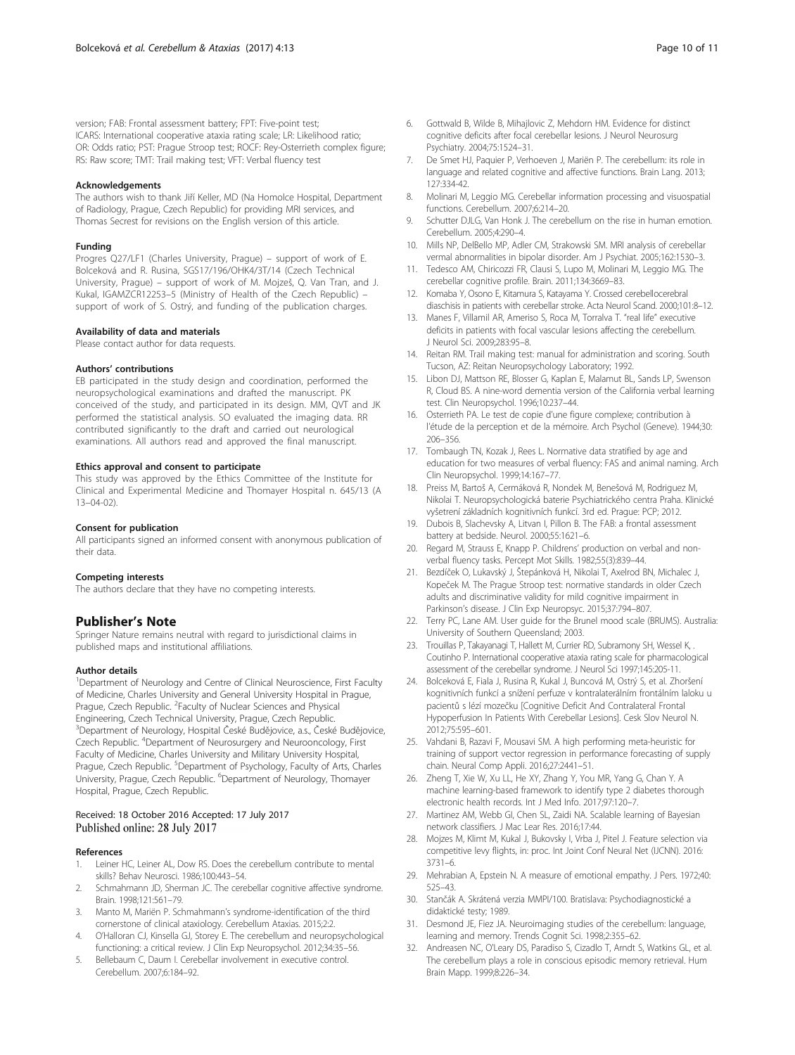version; FAB: Frontal assessment battery; FPT: Five-point test; ICARS: International cooperative ataxia rating scale; LR: Likelihood ratio; OR: Odds ratio; PST: Prague Stroop test; ROCF: Rey-Osterrieth complex figure; RS: Raw score; TMT: Trail making test; VFT: Verbal fluency test

#### Acknowledgements

The authors wish to thank Jiří Keller, MD (Na Homolce Hospital, Department of Radiology, Prague, Czech Republic) for providing MRI services, and Thomas Secrest for revisions on the English version of this article.

#### Funding

Progres Q27/LF1 (Charles University, Prague) – support of work of E. Bolceková and R. Rusina, SGS17/196/OHK4/3T/14 (Czech Technical University, Prague) – support of work of M. Mojzeš, Q. Van Tran, and J. Kukal, IGAMZCR12253–5 (Ministry of Health of the Czech Republic) – support of work of S. Ostrý, and funding of the publication charges.

#### Availability of data and materials

Please contact author for data requests.

#### Authors' contributions

EB participated in the study design and coordination, performed the neuropsychological examinations and drafted the manuscript. PK conceived of the study, and participated in its design. MM, QVT and JK performed the statistical analysis. SO evaluated the imaging data. RR contributed significantly to the draft and carried out neurological examinations. All authors read and approved the final manuscript.

#### Ethics approval and consent to participate

This study was approved by the Ethics Committee of the Institute for Clinical and Experimental Medicine and Thomayer Hospital n. 645/13 (A 13–04-02).

#### Consent for publication

All participants signed an informed consent with anonymous publication of their data.

#### Competing interests

The authors declare that they have no competing interests.

## Publisher's Note

Springer Nature remains neutral with regard to jurisdictional claims in published maps and institutional affiliations.

#### Author details

[1]Department of Neurology and Centre of Clinical Neuroscience, First Faculty of Medicine, Charles University and General University Hospital in Prague, Prague, Czech Republic. [2]Faculty of Nuclear Sciences and Physical Engineering, Czech Technical University, Prague, Czech Republic. [3]Department of Neurology, Hospital České Budějovice, a.s., České Budějovice, Czech Republic. [4]Department of Neurosurgery and Neurooncology, First Faculty of Medicine, Charles University and Military University Hospital, Prague, Czech Republic. [5]Department of Psychology, Faculty of Arts, Charles University, Prague, Czech Republic. [6]Department of Neurology, Thomayer Hospital, Prague, Czech Republic.

Received: 18 October 2016 Accepted: 17 July 2017
Published online: 28 July 2017

#### References

1. Leiner HC, Leiner AL, Dow RS. Does the cerebellum contribute to mental skills? Behav Neurosci. 1986;100:443–54.
2. Schmahmann JD, Sherman JC. The cerebellar cognitive affective syndrome. Brain. 1998;121:561–79.
3. Manto M, Mariën P. Schmahmann's syndrome-identification of the third cornerstone of clinical ataxiology. Cerebellum Ataxias. 2015;2:2.
4. O'Halloran CJ, Kinsella GJ, Storey E. The cerebellum and neuropsychological functioning: a critical review. J Clin Exp Neuropsychol. 2012;34:35–56.
5. Bellebaum C, Daum I. Cerebellar involvement in executive control. Cerebellum. 2007;6:184–92.
6. Gottwald B, Wilde B, Mihajlovic Z, Mehdorn HM. Evidence for distinct cognitive deficits after focal cerebellar lesions. J Neurol Neurosurg Psychiatry. 2004;75:1524–31.
7. De Smet HJ, Paquier P, Verhoeven J, Mariën P. The cerebellum: its role in language and related cognitive and affective functions. Brain Lang. 2013; 127:334-42.
8. Molinari M, Leggio MG. Cerebellar information processing and visuospatial functions. Cerebellum. 2007;6:214–20.
9. Schutter DJLG, Van Honk J. The cerebellum on the rise in human emotion. Cerebellum. 2005;4:290–4.
10. Mills NP, DelBello MP, Adler CM, Strakowski SM. MRI analysis of cerebellar vermal abnormalities in bipolar disorder. Am J Psychiat. 2005;162:1530–3.
11. Tedesco AM, Chiricozzi FR, Clausi S, Lupo M, Molinari M, Leggio MG. The cerebellar cognitive profile. Brain. 2011;134:3669–83.
12. Komaba Y, Osono E, Kitamura S, Katayama Y. Crossed cerebellocerebral diaschisis in patients with cerebellar stroke. Acta Neurol Scand. 2000;101:8–12.
13. Manes F, Villamil AR, Ameriso S, Roca M, Torralva T. "real life" executive deficits in patients with focal vascular lesions affecting the cerebellum. J Neurol Sci. 2009;283:95–8.
14. Reitan RM. Trail making test: manual for administration and scoring. South Tucson, AZ: Reitan Neuropsychology Laboratory; 1992.
15. Libon DJ, Mattson RE, Blosser G, Kaplan E, Malamut BL, Sands LP, Swenson R, Cloud BS. A nine-word dementia version of the California verbal learning test. Clin Neuropsychol. 1996;10:237–44.
16. Osterrieth PA. Le test de copie d'une figure complexe; contribution à l'étude de la perception et de la mémoire. Arch Psychol (Geneve). 1944;30: 206–356.
17. Tombaugh TN, Kozak J, Rees L. Normative data stratified by age and education for two measures of verbal fluency: FAS and animal naming. Arch Clin Neuropsychol. 1999;14:167–77.
18. Preiss M, Bartoš A, Cermáková R, Nondek M, Benešová M, Rodriguez M, Nikolai T. Neuropsychologická baterie Psychiatrického centra Praha. Klinické vyšetrení základních kognitivních funkcí. 3rd ed. Prague: PCP; 2012.
19. Dubois B, Slachevsky A, Litvan I, Pillon B. The FAB: a frontal assessment battery at bedside. Neurol. 2000;55:1621–6.
20. Regard M, Strauss E, Knapp P. Childrens' production on verbal and non-verbal fluency tasks. Percept Mot Skills. 1982;55(3):839–44.
21. Bezdíček O, Lukavský J, Štepánková H, Nikolai T, Axelrod BN, Michalec J, Kopeček M. The Prague Stroop test: normative standards in older Czech adults and discriminative validity for mild cognitive impairment in Parkinson's disease. J Clin Exp Neuropsyc. 2015;37:794–807.
22. Terry PC, Lane AM. User guide for the Brunel mood scale (BRUMS). Australia: University of Southern Queensland; 2003.
23. Trouillas P, Takayanagi T, Hallett M, Currier RD, Subramony SH, Wessel K, . Coutinho P. International cooperative ataxia rating scale for pharmacological assessment of the cerebellar syndrome. J Neurol Sci 1997;145:205-11.
24. Bolceková E, Fiala J, Rusina R, Kukal J, Buncová M, Ostrý S, et al. Zhoršení kognitivních funkcí a snížení perfuze v kontralaterálním frontálním laloku u pacientů s lézí mozečku [Cognitive Deficit And Contralateral Frontal Hypoperfusion In Patients With Cerebellar Lesions]. Cesk Slov Neurol N. 2012;75:595–601.
25. Vahdani B, Razavi F, Mousavi SM. A high performing meta-heuristic for training of support vector regression in performance forecasting of supply chain. Neural Comp Appli. 2016;27:2441–51.
26. Zheng T, Xie W, Xu LL, He XY, Zhang Y, You MR, Yang G, Chan Y. A machine learning-based framework to identify type 2 diabetes thorough electronic health records. Int J Med Info. 2017;97:120–7.
27. Martinez AM, Webb GI, Chen SL, Zaidi NA. Scalable learning of Bayesian network classifiers. J Mac Lear Res. 2016;17:44.
28. Mojzes M, Klimt M, Kukal J, Bukovsky I, Vrba J, Pitel J. Feature selection via competitive levy flights, in: proc. Int Joint Conf Neural Net (IJCNN). 2016: 3731–6.
29. Mehrabian A, Epstein N. A measure of emotional empathy. J Pers. 1972;40: 525–43.
30. Stančák A. Skrátená verzia MMPI/100. Bratislava: Psychodiagnostické a didaktické testy; 1989.
31. Desmond JE, Fiez JA. Neuroimaging studies of the cerebellum: language, learning and memory. Trends Cognit Sci. 1998;2:355–62.
32. Andreasen NC, O'Leary DS, Paradiso S, Cizadlo T, Arndt S, Watkins GL, et al. The cerebellum plays a role in conscious episodic memory retrieval. Hum Brain Mapp. 1999;8:226–34.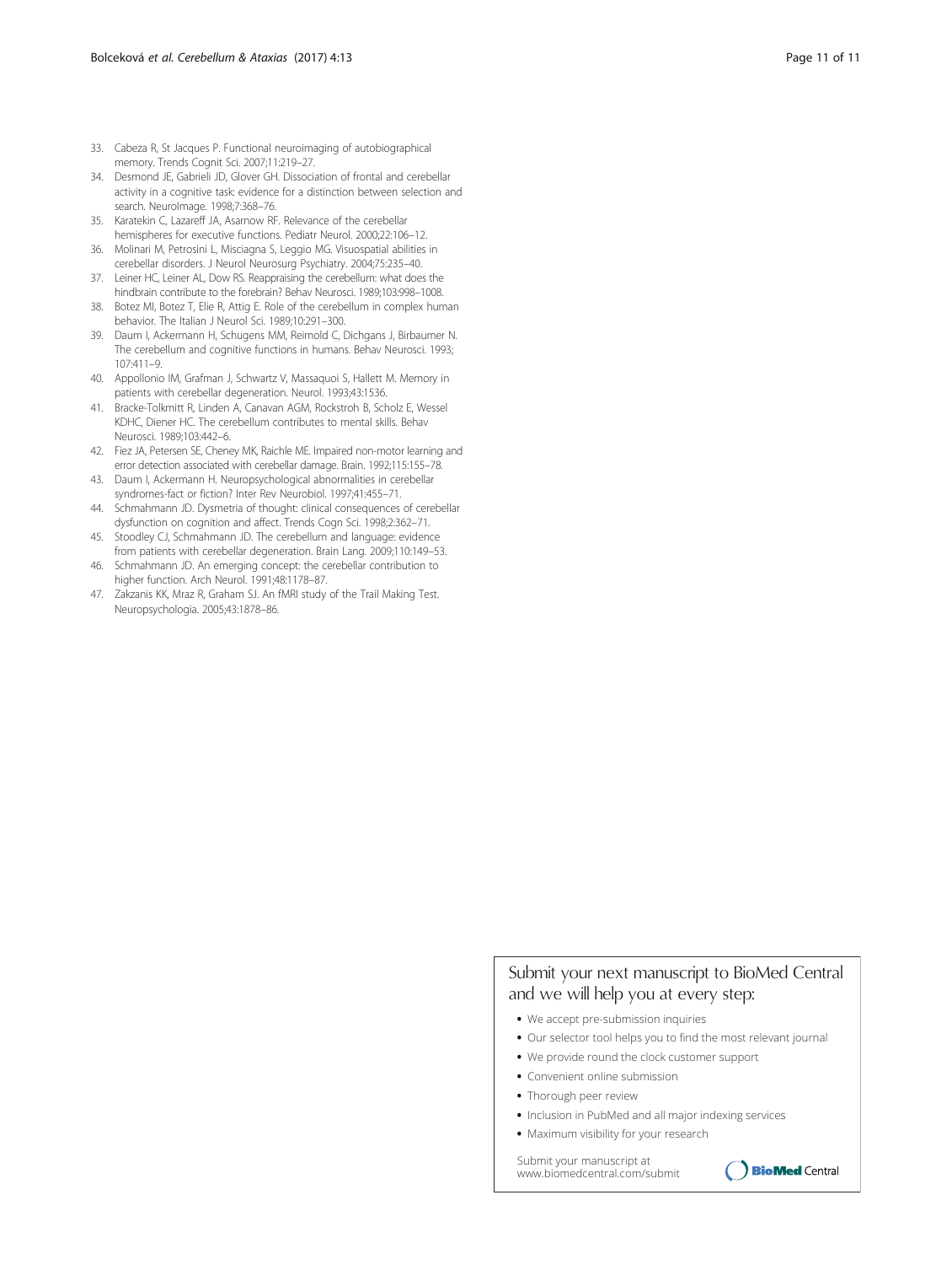33. Cabeza R, St Jacques P. Functional neuroimaging of autobiographical memory. Trends Cognit Sci. 2007;11:219–27.
34. Desmond JE, Gabrieli JD, Glover GH. Dissociation of frontal and cerebellar activity in a cognitive task: evidence for a distinction between selection and search. NeuroImage. 1998;7:368–76.
35. Karatekin C, Lazareff JA, Asarnow RF. Relevance of the cerebellar hemispheres for executive functions. Pediatr Neurol. 2000;22:106–12.
36. Molinari M, Petrosini L, Misciagna S, Leggio MG. Visuospatial abilities in cerebellar disorders. J Neurol Neurosurg Psychiatry. 2004;75:235–40.
37. Leiner HC, Leiner AL, Dow RS. Reappraising the cerebellum: what does the hindbrain contribute to the forebrain? Behav Neurosci. 1989;103:998–1008.
38. Botez MI, Botez T, Elie R, Attig E. Role of the cerebellum in complex human behavior. The Italian J Neurol Sci. 1989;10:291–300.
39. Daum I, Ackermann H, Schugens MM, Reimold C, Dichgans J, Birbaumer N. The cerebellum and cognitive functions in humans. Behav Neurosci. 1993;107:411–9.
40. Appollonio IM, Grafman J, Schwartz V, Massaquoi S, Hallett M. Memory in patients with cerebellar degeneration. Neurol. 1993;43:1536.
41. Bracke-Tolkmitt R, Linden A, Canavan AGM, Rockstroh B, Scholz E, Wessel KDHC, Diener HC. The cerebellum contributes to mental skills. Behav Neurosci. 1989;103:442–6.
42. Fiez JA, Petersen SE, Cheney MK, Raichle ME. Impaired non-motor learning and error detection associated with cerebellar damage. Brain. 1992;115:155–78.
43. Daum I, Ackermann H. Neuropsychological abnormalities in cerebellar syndromes-fact or fiction? Inter Rev Neurobiol. 1997;41:455–71.
44. Schmahmann JD. Dysmetria of thought: clinical consequences of cerebellar dysfunction on cognition and affect. Trends Cogn Sci. 1998;2:362–71.
45. Stoodley CJ, Schmahmann JD. The cerebellum and language: evidence from patients with cerebellar degeneration. Brain Lang. 2009;110:149–53.
46. Schmahmann JD. An emerging concept: the cerebellar contribution to higher function. Arch Neurol. 1991;48:1178–87.
47. Zakzanis KK, Mraz R, Graham SJ. An fMRI study of the Trail Making Test. Neuropsychologia. 2005;43:1878–86.

Submit your next manuscript to BioMed Central and we will help you at every step:

- We accept pre-submission inquiries
- Our selector tool helps you to find the most relevant journal
- We provide round the clock customer support
- Convenient online submission
- Thorough peer review
- Inclusion in PubMed and all major indexing services
- Maximum visibility for your research

Submit your manuscript at www.biomedcentral.com/submit

BioMed Central